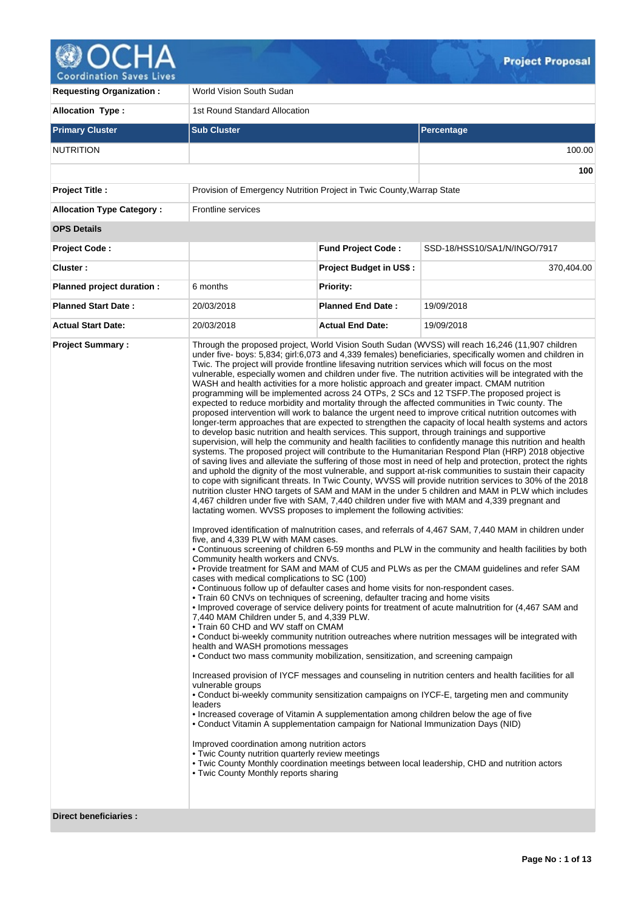# Project Proposal

| | | | |
|---|---|---|---|
| **Requesting Organization :** | World Vision South Sudan | | |
| **Allocation Type :** | 1st Round Standard Allocation | | |

| **Primary Cluster** | **Sub Cluster** | **Percentage** |
|---|---|---|
| NUTRITION | | 100.00 |
| | | **100** |

| | | | |
|---|---|---|---|
| **Project Title :** | Provision of Emergency Nutrition Project in Twic County,Warrap State | | |
| **Allocation Type Category :** | Frontline services | | |
| **OPS Details** | | | |
| **Project Code :** | | **Fund Project Code :** | SSD-18/HSS10/SA1/N/INGO/7917 |
| **Cluster :** | | **Project Budget in US$ :** | 370,404.00 |
| **Planned project duration :** | 6 months | **Priority:** | |
| **Planned Start Date :** | 20/03/2018 | **Planned End Date :** | 19/09/2018 |
| **Actual Start Date:** | 20/03/2018 | **Actual End Date:** | 19/09/2018 |

**Project Summary :**

Through the proposed project, World Vision South Sudan (WVSS) will reach 16,246 (11,907 children under five- boys: 5,834; girl:6,073 and 4,339 females) beneficiaries, specifically women and children in Twic. The project will provide frontline lifesaving nutrition services which will focus on the most vulnerable, especially women and children under five. The nutrition activities will be integrated with the WASH and health activities for a more holistic approach and greater impact. CMAM nutrition programming will be implemented across 24 OTPs, 2 SCs and 12 TSFP.The proposed project is expected to reduce morbidity and mortality through the affected communities in Twic county. The proposed intervention will work to balance the urgent need to improve critical nutrition outcomes with longer-term approaches that are expected to strengthen the capacity of local health systems and actors to develop basic nutrition and health services. This support, through trainings and supportive supervision, will help the community and health facilities to confidently manage this nutrition and health systems. The proposed project will contribute to the Humanitarian Respond Plan (HRP) 2018 objective of saving lives and alleviate the suffering of those most in need of help and protection, protect the rights and uphold the dignity of the most vulnerable, and support at-risk communities to sustain their capacity to cope with significant threats. In Twic County, WVSS will provide nutrition services to 30% of the 2018 nutrition cluster HNO targets of SAM and MAM in the under 5 children and MAM in PLW which includes 4,467 children under five with SAM, 7,440 children under five with MAM and 4,339 pregnant and lactating women. WVSS proposes to implement the following activities:

Improved identification of malnutrition cases, and referrals of 4,467 SAM, 7,440 MAM in children under five, and 4,339 PLW with MAM cases.
• Continuous screening of children 6-59 months and PLW in the community and health facilities by both Community health workers and CNVs.
• Provide treatment for SAM and MAM of CU5 and PLWs as per the CMAM guidelines and refer SAM cases with medical complications to SC (100)
• Continuous follow up of defaulter cases and home visits for non-respondent cases.
• Train 60 CNVs on techniques of screening, defaulter tracing and home visits
• Improved coverage of service delivery points for treatment of acute malnutrition for (4,467 SAM and 7,440 MAM Children under 5, and 4,339 PLW.
• Train 60 CHD and WV staff on CMAM
• Conduct bi-weekly community nutrition outreaches where nutrition messages will be integrated with health and WASH promotions messages
• Conduct two mass community mobilization, sensitization, and screening campaign

Increased provision of IYCF messages and counseling in nutrition centers and health facilities for all vulnerable groups
• Conduct bi-weekly community sensitization campaigns on IYCF-E, targeting men and community leaders
• Increased coverage of Vitamin A supplementation among children below the age of five
• Conduct Vitamin A supplementation campaign for National Immunization Days (NID)

Improved coordination among nutrition actors
• Twic County nutrition quarterly review meetings
• Twic County Monthly coordination meetings between local leadership, CHD and nutrition actors
• Twic County Monthly reports sharing

**Direct beneficiaries :**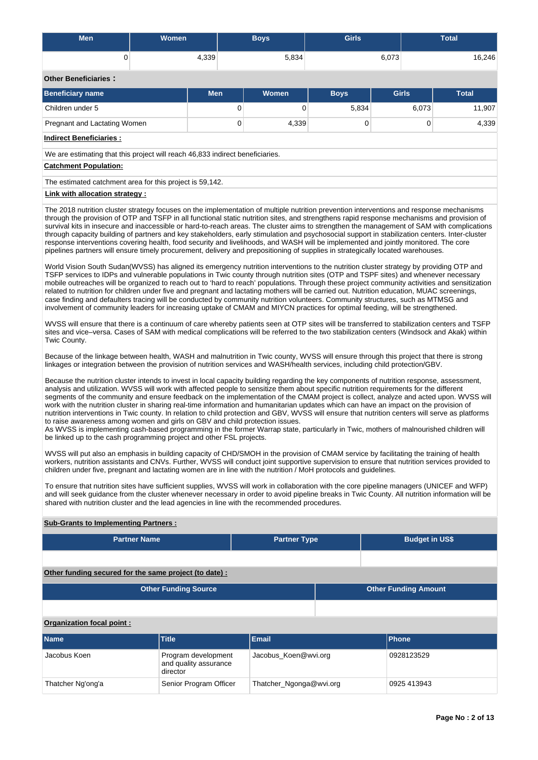| Men | Women | Boys | Girls | Total |
|---|---|---|---|---|
| 0 | 4,339 | 5,834 | 6,073 | 16,246 |

**Other Beneficiaries :**

| Beneficiary name | Men | Women | Boys | Girls | Total |
|---|---|---|---|---|---|
| Children under 5 | 0 | 0 | 5,834 | 6,073 | 11,907 |
| Pregnant and Lactating Women | 0 | 4,339 | 0 | 0 | 4,339 |

**Indirect Beneficiaries :**

We are estimating that this project will reach 46,833 indirect beneficiaries.

**Catchment Population:**

The estimated catchment area for this project is 59,142.

**Link with allocation strategy :**

The 2018 nutrition cluster strategy focuses on the implementation of multiple nutrition prevention interventions and response mechanisms through the provision of OTP and TSFP in all functional static nutrition sites, and strengthens rapid response mechanisms and provision of survival kits in insecure and inaccessible or hard-to-reach areas. The cluster aims to strengthen the management of SAM with complications through capacity building of partners and key stakeholders, early stimulation and psychosocial support in stabilization centers. Inter-cluster response interventions covering health, food security and livelihoods, and WASH will be implemented and jointly monitored. The core pipelines partners will ensure timely procurement, delivery and prepositioning of supplies in strategically located warehouses.

World Vision South Sudan(WVSS) has aligned its emergency nutrition interventions to the nutrition cluster strategy by providing OTP and TSFP services to IDPs and vulnerable populations in Twic county through nutrition sites (OTP and TSPF sites) and whenever necessary mobile outreaches will be organized to reach out to 'hard to reach' populations. Through these project community activities and sensitization related to nutrition for children under five and pregnant and lactating mothers will be carried out. Nutrition education, MUAC screenings, case finding and defaulters tracing will be conducted by community nutrition volunteers. Community structures, such as MTMSG and involvement of community leaders for increasing uptake of CMAM and MIYCN practices for optimal feeding, will be strengthened.

WVSS will ensure that there is a continuum of care whereby patients seen at OTP sites will be transferred to stabilization centers and TSFP sites and vice–versa. Cases of SAM with medical complications will be referred to the two stabilization centers (Windsock and Akak) within Twic County.

Because of the linkage between health, WASH and malnutrition in Twic county, WVSS will ensure through this project that there is strong linkages or integration between the provision of nutrition services and WASH/health services, including child protection/GBV.

Because the nutrition cluster intends to invest in local capacity building regarding the key components of nutrition response, assessment, analysis and utilization. WVSS will work with affected people to sensitize them about specific nutrition requirements for the different segments of the community and ensure feedback on the implementation of the CMAM project is collect, analyze and acted upon. WVSS will work with the nutrition cluster in sharing real-time information and humanitarian updates which can have an impact on the provision of nutrition interventions in Twic county. In relation to child protection and GBV, WVSS will ensure that nutrition centers will serve as platforms to raise awareness among women and girls on GBV and child protection issues.
As WVSS is implementing cash-based programming in the former Warrap state, particularly in Twic, mothers of malnourished children will be linked up to the cash programming project and other FSL projects.

WVSS will put also an emphasis in building capacity of CHD/SMOH in the provision of CMAM service by facilitating the training of health workers, nutrition assistants and CNVs. Further, WVSS will conduct joint supportive supervision to ensure that nutrition services provided to children under five, pregnant and lactating women are in line with the nutrition / MoH protocols and guidelines.

To ensure that nutrition sites have sufficient supplies, WVSS will work in collaboration with the core pipeline managers (UNICEF and WFP) and will seek guidance from the cluster whenever necessary in order to avoid pipeline breaks in Twic County. All nutrition information will be shared with nutrition cluster and the lead agencies in line with the recommended procedures.

**Sub-Grants to Implementing Partners :**

| Partner Name | Partner Type | Budget in US$ |
|---|---|---|
| | | |

**Other funding secured for the same project (to date) :**

| Other Funding Source | Other Funding Amount |
|---|---|
| | |

**Organization focal point :**

| Name | Title | Email | Phone |
|---|---|---|---|
| Jacobus Koen | Program development and quality assurance director | Jacobus_Koen@wvi.org | 0928123529 |
| Thatcher Ng'ong'a | Senior Program Officer | Thatcher_Ngonga@wvi.org | 0925 413943 |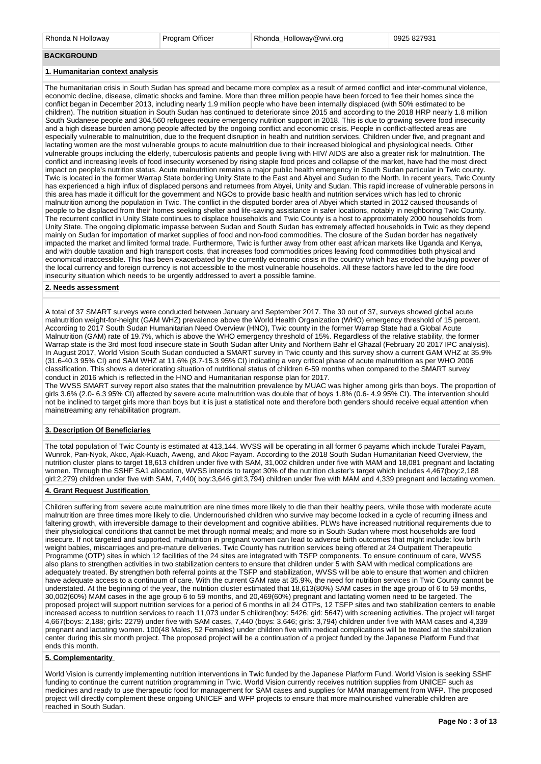| Rhonda N Holloway | Program Officer | Rhonda_Holloway@wvi.org | 0925 827931 |
|---|---|---|---|

## BACKGROUND

### 1. Humanitarian context analysis

The humanitarian crisis in South Sudan has spread and became more complex as a result of armed conflict and inter-communal violence, economic decline, disease, climatic shocks and famine. More than three million people have been forced to flee their homes since the conflict began in December 2013, including nearly 1.9 million people who have been internally displaced (with 50% estimated to be children). The nutrition situation in South Sudan has continued to deteriorate since 2015 and according to the 2018 HRP nearly 1.8 million South Sudanese people and 304,560 refugees require emergency nutrition support in 2018. This is due to growing severe food insecurity and a high disease burden among people affected by the ongoing conflict and economic crisis. People in conflict-affected areas are especially vulnerable to malnutrition, due to the frequent disruption in health and nutrition services. Children under five, and pregnant and lactating women are the most vulnerable groups to acute malnutrition due to their increased biological and physiological needs. Other vulnerable groups including the elderly, tuberculosis patients and people living with HIV/ AIDS are also a greater risk for malnutrition. The conflict and increasing levels of food insecurity worsened by rising staple food prices and collapse of the market, have had the most direct impact on people's nutrition status. Acute malnutrition remains a major public health emergency in South Sudan particular in Twic county. Twic is located in the former Warrap State bordering Unity State to the East and Abyei and Sudan to the North. In recent years, Twic County has experienced a high influx of displaced persons and returnees from Abyei, Unity and Sudan. This rapid increase of vulnerable persons in this area has made it difficult for the government and NGOs to provide basic health and nutrition services which has led to chronic malnutrition among the population in Twic. The conflict in the disputed border area of Abyei which started in 2012 caused thousands of people to be displaced from their homes seeking shelter and life-saving assistance in safer locations, notably in neighboring Twic County. The recurrent conflict in Unity State continues to displace households and Twic County is a host to approximately 2000 households from Unity State. The ongoing diplomatic impasse between Sudan and South Sudan has extremely affected households in Twic as they depend mainly on Sudan for importation of market supplies of food and non-food commodities. The closure of the Sudan border has negatively impacted the market and limited formal trade. Furthermore, Twic is further away from other east african markets like Uganda and Kenya, and with double taxation and high transport costs, that increases food commodities prices leaving food commodities both physical and economical inaccessible. This has been exacerbated by the currently economic crisis in the country which has eroded the buying power of the local currency and foreign currency is not accessible to the most vulnerable households. All these factors have led to the dire food insecurity situation which needs to be urgently addressed to avert a possible famine.

### 2. Needs assessment

A total of 37 SMART surveys were conducted between January and September 2017. The 30 out of 37, surveys showed global acute malnutrition weight-for-height (GAM WHZ) prevalence above the World Health Organization (WHO) emergency threshold of 15 percent. According to 2017 South Sudan Humanitarian Need Overview (HNO), Twic county in the former Warrap State had a Global Acute Malnutrition (GAM) rate of 19.7%, which is above the WHO emergency threshold of 15%. Regardless of the relative stability, the former Warrap state is the 3rd most food insecure state in South Sudan after Unity and Northern Bahr el Ghazal (February 20 2017 IPC analysis). In August 2017, World Vision South Sudan conducted a SMART survey in Twic county and this survey show a current GAM WHZ at 35.9% (31.6-40.3 95% CI) and SAM WHZ at 11.6% (8.7-15.3 95% CI) indicating a very critical phase of acute malnutrition as per WHO 2006 classification. This shows a deteriorating situation of nutritional status of children 6-59 months when compared to the SMART survey conduct in 2016 which is reflected in the HNO and Humanitarian response plan for 2017.
The WVSS SMART survey report also states that the malnutrition prevalence by MUAC was higher among girls than boys. The proportion of girls 3.6% (2.0- 6.3 95% CI) affected by severe acute malnutrition was double that of boys 1.8% (0.6- 4.9 95% CI). The intervention should not be inclined to target girls more than boys but it is just a statistical note and therefore both genders should receive equal attention when mainstreaming any rehabilitation program.

### 3. Description Of Beneficiaries

The total population of Twic County is estimated at 413,144. WVSS will be operating in all former 6 payams which include Turalei Payam, Wunrok, Pan-Nyok, Akoc, Ajak-Kuach, Aweng, and Akoc Payam. According to the 2018 South Sudan Humanitarian Need Overview, the nutrition cluster plans to target 18,613 children under five with SAM, 31,002 children under five with MAM and 18,081 pregnant and lactating women. Through the SSHF SA1 allocation, WVSS intends to target 30% of the nutrition cluster's target which includes 4,467(boy:2,188 girl:2,279) children under five with SAM, 7,440( boy:3,646 girl:3,794) children under five with MAM and 4,339 pregnant and lactating women.

### 4. Grant Request Justification

Children suffering from severe acute malnutrition are nine times more likely to die than their healthy peers, while those with moderate acute malnutrition are three times more likely to die. Undernourished children who survive may become locked in a cycle of recurring illness and faltering growth, with irreversible damage to their development and cognitive abilities. PLWs have increased nutritional requirements due to their physiological conditions that cannot be met through normal meals; and more so in South Sudan where most households are food insecure. If not targeted and supported, malnutrition in pregnant women can lead to adverse birth outcomes that might include: low birth weight babies, miscarriages and pre-mature deliveries. Twic County has nutrition services being offered at 24 Outpatient Therapeutic Programme (OTP) sites in which 12 facilities of the 24 sites are integrated with TSFP components. To ensure continuum of care, WVSS also plans to strengthen activities in two stabilization centers to ensure that children under 5 with SAM with medical complications are adequately treated. By strengthen both referral points at the TSFP and stabilization, WVSS will be able to ensure that women and children have adequate access to a continuum of care. With the current GAM rate at 35.9%, the need for nutrition services in Twic County cannot be understated. At the beginning of the year, the nutrition cluster estimated that 18,613(80%) SAM cases in the age group of 6 to 59 months, 30,002(60%) MAM cases in the age group 6 to 59 months, and 20,469(60%) pregnant and lactating women need to be targeted. The proposed project will support nutrition services for a period of 6 months in all 24 OTPs, 12 TSFP sites and two stabilization centers to enable increased access to nutrition services to reach 11,073 under 5 children(boy: 5426; girl: 5647) with screening activities. The project will target 4,667(boys: 2,188; girls: 2279) under five with SAM cases, 7,440 (boys: 3,646; girls: 3,794) children under five with MAM cases and 4,339 pregnant and lactating women. 100(48 Males, 52 Females) under children five with medical complications will be treated at the stabilization center during this six month project. The proposed project will be a continuation of a project funded by the Japanese Platform Fund that ends this month.

### 5. Complementarity

World Vision is currently implementing nutrition interventions in Twic funded by the Japanese Platform Fund. World Vision is seeking SSHF funding to continue the current nutrition programming in Twic. World Vision currently receives nutrition supplies from UNICEF such as medicines and ready to use therapeutic food for management for SAM cases and supplies for MAM management from WFP. The proposed project will directly complement these ongoing UNICEF and WFP projects to ensure that more malnourished vulnerable children are reached in South Sudan.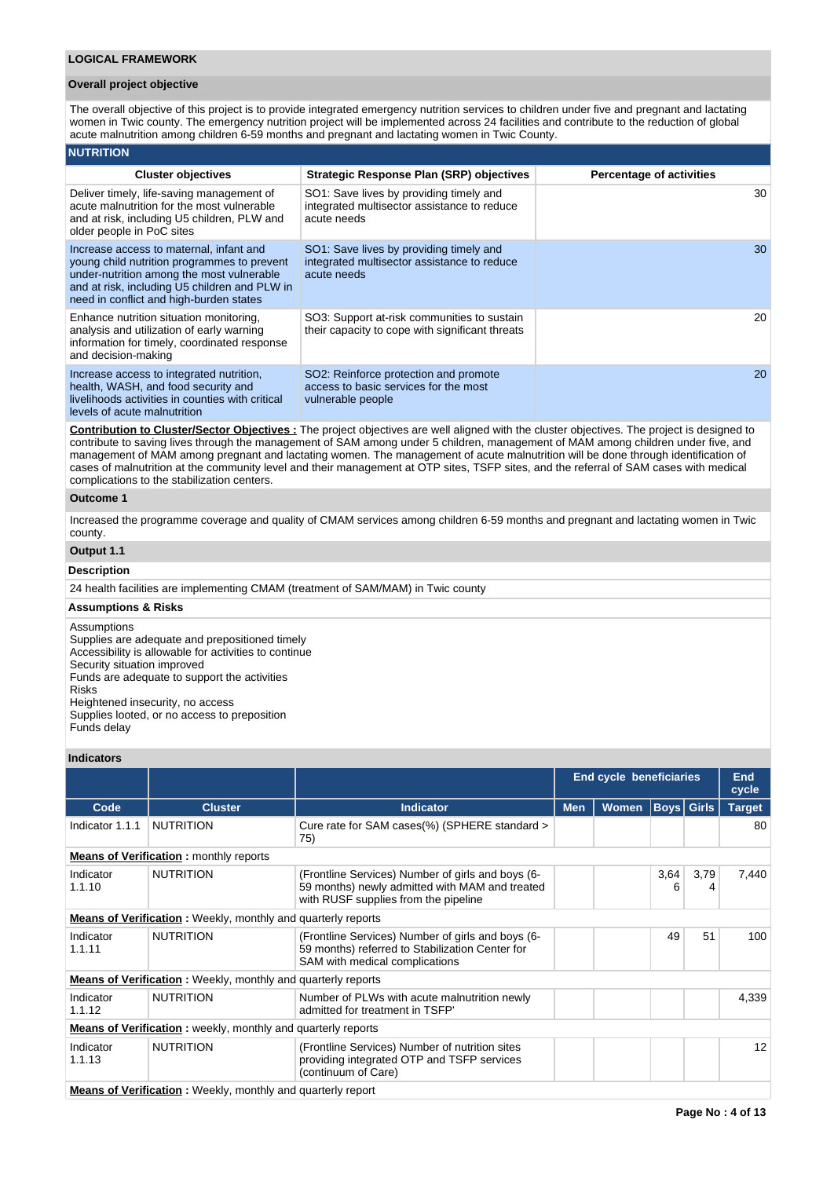## LOGICAL FRAMEWORK

### Overall project objective

The overall objective of this project is to provide integrated emergency nutrition services to children under five and pregnant and lactating women in Twic county. The emergency nutrition project will be implemented across 24 facilities and contribute to the reduction of global acute malnutrition among children 6-59 months and pregnant and lactating women in Twic County.

### NUTRITION

| Cluster objectives | Strategic Response Plan (SRP) objectives | Percentage of activities |
|---|---|---|
| Deliver timely, life-saving management of acute malnutrition for the most vulnerable and at risk, including U5 children, PLW and older people in PoC sites | SO1: Save lives by providing timely and integrated multisector assistance to reduce acute needs | 30 |
| Increase access to maternal, infant and young child nutrition programmes to prevent under-nutrition among the most vulnerable and at risk, including U5 children and PLW in need in conflict and high-burden states | SO1: Save lives by providing timely and integrated multisector assistance to reduce acute needs | 30 |
| Enhance nutrition situation monitoring, analysis and utilization of early warning information for timely, coordinated response and decision-making | SO3: Support at-risk communities to sustain their capacity to cope with significant threats | 20 |
| Increase access to integrated nutrition, health, WASH, and food security and livelihoods activities in counties with critical levels of acute malnutrition | SO2: Reinforce protection and promote access to basic services for the most vulnerable people | 20 |

**Contribution to Cluster/Sector Objectives :** The project objectives are well aligned with the cluster objectives. The project is designed to contribute to saving lives through the management of SAM among under 5 children, management of MAM among children under five, and management of MAM among pregnant and lactating women. The management of acute malnutrition will be done through identification of cases of malnutrition at the community level and their management at OTP sites, TSFP sites, and the referral of SAM cases with medical complications to the stabilization centers.

### Outcome 1

Increased the programme coverage and quality of CMAM services among children 6-59 months and pregnant and lactating women in Twic county.

### Output 1.1

#### Description

24 health facilities are implementing CMAM (treatment of SAM/MAM) in Twic county

#### Assumptions & Risks

Assumptions
Supplies are adequate and prepositioned timely
Accessibility is allowable for activities to continue
Security situation improved
Funds are adequate to support the activities
Risks
Heightened insecurity, no access
Supplies looted, or no access to preposition
Funds delay

#### Indicators

| | | | End cycle beneficiaries | | | | End cycle |
|---|---|---|---|---|---|---|---|
| Code | Cluster | Indicator | Men | Women | Boys | Girls | Target |
| Indicator 1.1.1 | NUTRITION | Cure rate for SAM cases(%) (SPHERE standard > 75) | | | | | 80 |
| **Means of Verification :** monthly reports | | | | | | | |
| Indicator 1.1.10 | NUTRITION | (Frontline Services) Number of girls and boys (6-59 months) newly admitted with MAM and treated with RUSF supplies from the pipeline | | | 3,646 | 3,794 | 7,440 |
| **Means of Verification :** Weekly, monthly and quarterly reports | | | | | | | |
| Indicator 1.1.11 | NUTRITION | (Frontline Services) Number of girls and boys (6-59 months) referred to Stabilization Center for SAM with medical complications | | | 49 | 51 | 100 |
| **Means of Verification :** Weekly, monthly and quarterly reports | | | | | | | |
| Indicator 1.1.12 | NUTRITION | Number of PLWs with acute malnutrition newly admitted for treatment in TSFP' | | | | | 4,339 |
| **Means of Verification :** weekly, monthly and quarterly reports | | | | | | | |
| Indicator 1.1.13 | NUTRITION | (Frontline Services) Number of nutrition sites providing integrated OTP and TSFP services (continuum of Care) | | | | | 12 |
| **Means of Verification :** Weekly, monthly and quarterly report | | | | | | | |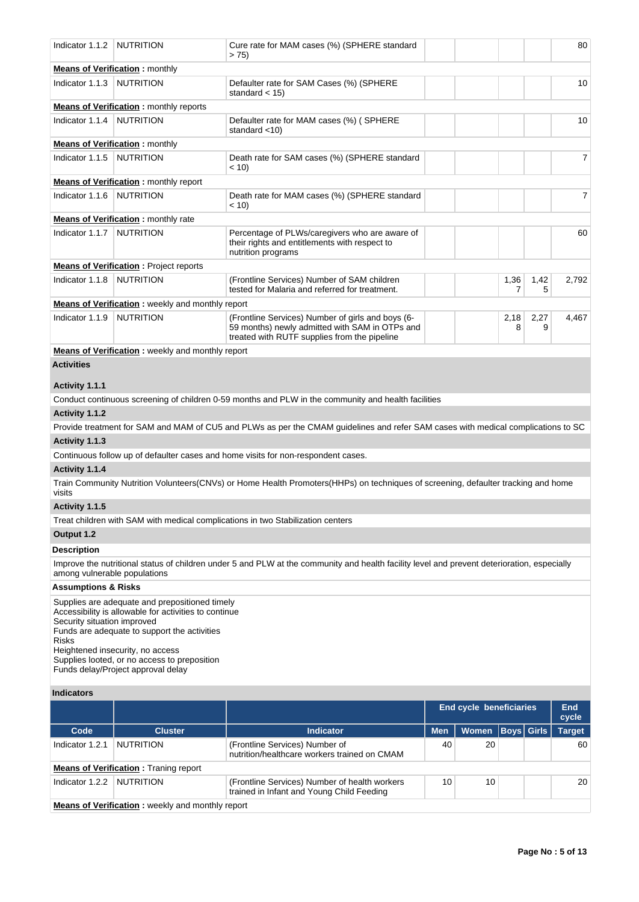| Code | Cluster | Indicator | Men | Women | Boys | Girls | Target |
|---|---|---|---|---|---|---|---|
| Indicator 1.1.2 | NUTRITION | Cure rate for MAM cases (%) (SPHERE standard > 75) | | | | | 80 |
| **Means of Verification** : monthly | | | | | | | |
| Indicator 1.1.3 | NUTRITION | Defaulter rate for SAM Cases (%) (SPHERE standard < 15) | | | | | 10 |
| **Means of Verification** : monthly reports | | | | | | | |
| Indicator 1.1.4 | NUTRITION | Defaulter rate for MAM cases (%) ( SPHERE standard <10) | | | | | 10 |
| **Means of Verification** : monthly | | | | | | | |
| Indicator 1.1.5 | NUTRITION | Death rate for SAM cases (%) (SPHERE standard < 10) | | | | | 7 |
| **Means of Verification** : monthly report | | | | | | | |
| Indicator 1.1.6 | NUTRITION | Death rate for MAM cases (%) (SPHERE standard < 10) | | | | | 7 |
| **Means of Verification** : monthly rate | | | | | | | |
| Indicator 1.1.7 | NUTRITION | Percentage of PLWs/caregivers who are aware of their rights and entitlements with respect to nutrition programs | | | | | 60 |
| **Means of Verification** : Project reports | | | | | | | |
| Indicator 1.1.8 | NUTRITION | (Frontline Services) Number of SAM children tested for Malaria and referred for treatment. | | | 1,367 | 1,425 | 2,792 |
| **Means of Verification** : weekly and monthly report | | | | | | | |
| Indicator 1.1.9 | NUTRITION | (Frontline Services) Number of girls and boys (6-59 months) newly admitted with SAM in OTPs and treated with RUTF supplies from the pipeline | | | 2,188 | 2,279 | 4,467 |
| **Means of Verification** : weekly and monthly report | | | | | | | |

**Activities**

**Activity 1.1.1**

Conduct continuous screening of children 0-59 months and PLW in the community and health facilities

**Activity 1.1.2**

Provide treatment for SAM and MAM of CU5 and PLWs as per the CMAM guidelines and refer SAM cases with medical complications to SC

**Activity 1.1.3**

Continuous follow up of defaulter cases and home visits for non-respondent cases.

**Activity 1.1.4**

Train Community Nutrition Volunteers(CNVs) or Home Health Promoters(HHPs) on techniques of screening, defaulter tracking and home visits

**Activity 1.1.5**

Treat children with SAM with medical complications in two Stabilization centers

**Output 1.2**

**Description**

Improve the nutritional status of children under 5 and PLW at the community and health facility level and prevent deterioration, especially among vulnerable populations

**Assumptions & Risks**

Supplies are adequate and prepositioned timely
Accessibility is allowable for activities to continue
Security situation improved
Funds are adequate to support the activities
Risks
Heightened insecurity, no access
Supplies looted, or no access to preposition
Funds delay/Project approval delay

**Indicators**

| | | | End cycle beneficiaries | | | | End cycle |
|---|---|---|---|---|---|---|---|
| **Code** | **Cluster** | **Indicator** | **Men** | **Women** | **Boys** | **Girls** | **Target** |
| Indicator 1.2.1 | NUTRITION | (Frontline Services) Number of nutrition/healthcare workers trained on CMAM | 40 | 20 | | | 60 |
| **Means of Verification** : Traning report | | | | | | | |
| Indicator 1.2.2 | NUTRITION | (Frontline Services) Number of health workers trained in Infant and Young Child Feeding | 10 | 10 | | | 20 |
| **Means of Verification** : weekly and monthly report | | | | | | | |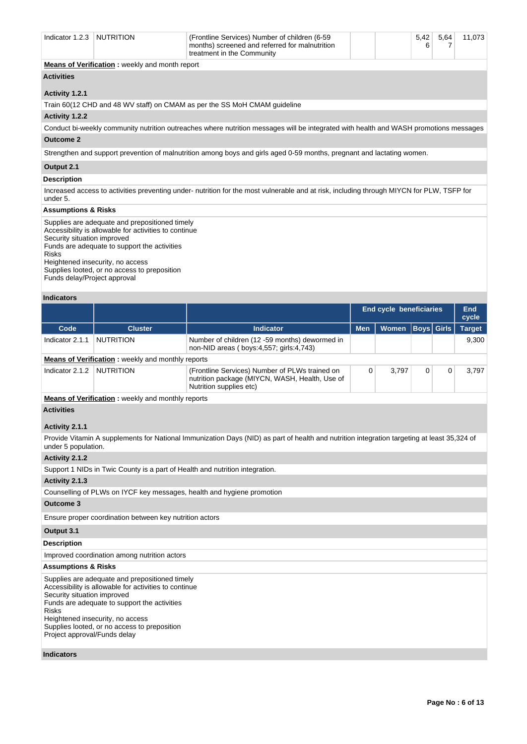| Code | Cluster | Indicator | Men | Women | Boys | Girls | Target |
|---|---|---|---|---|---|---|---|
| Indicator 1.2.3 | NUTRITION | (Frontline Services) Number of children (6-59 months) screened and referred for malnutrition treatment in the Community | | | 5,426 | 5,647 | 11,073 |

**Means of Verification :** weekly and month report

### Activities

**Activity 1.2.1**

Train 60(12 CHD and 48 WV staff) on CMAM as per the SS MoH CMAM guideline

**Activity 1.2.2**

Conduct bi-weekly community nutrition outreaches where nutrition messages will be integrated with health and WASH promotions messages

### Outcome 2

Strengthen and support prevention of malnutrition among boys and girls aged 0-59 months, pregnant and lactating women.

### Output 2.1

**Description**

Increased access to activities preventing under- nutrition for the most vulnerable and at risk, including through MIYCN for PLW, TSFP for under 5.

**Assumptions & Risks**

Supplies are adequate and prepositioned timely
Accessibility is allowable for activities to continue
Security situation improved
Funds are adequate to support the activities
Risks
Heightened insecurity, no access
Supplies looted, or no access to preposition
Funds delay/Project approval

**Indicators**

| | | | End cycle beneficiaries | | | | End cycle |
|---|---|---|---|---|---|---|---|
| Code | Cluster | Indicator | Men | Women | Boys | Girls | Target |
| Indicator 2.1.1 | NUTRITION | Number of children (12 -59 months) dewormed in non-NID areas ( boys:4,557; girls:4,743) | | | | | 9,300 |
| Indicator 2.1.2 | NUTRITION | (Frontline Services) Number of PLWs trained on nutrition package (MIYCN, WASH, Health, Use of Nutrition supplies etc) | 0 | 3,797 | 0 | 0 | 3,797 |

**Means of Verification :** weekly and monthly reports (Indicator 2.1.1)

**Means of Verification :** weekly and monthly reports (Indicator 2.1.2)

### Activities

**Activity 2.1.1**

Provide Vitamin A supplements for National Immunization Days (NID) as part of health and nutrition integration targeting at least 35,324 of under 5 population.

**Activity 2.1.2**

Support 1 NIDs in Twic County is a part of Health and nutrition integration.

**Activity 2.1.3**

Counselling of PLWs on IYCF key messages, health and hygiene promotion

### Outcome 3

Ensure proper coordination between key nutrition actors

### Output 3.1

**Description**

Improved coordination among nutrition actors

**Assumptions & Risks**

Supplies are adequate and prepositioned timely
Accessibility is allowable for activities to continue
Security situation improved
Funds are adequate to support the activities
Risks
Heightened insecurity, no access
Supplies looted, or no access to preposition
Project approval/Funds delay

**Indicators**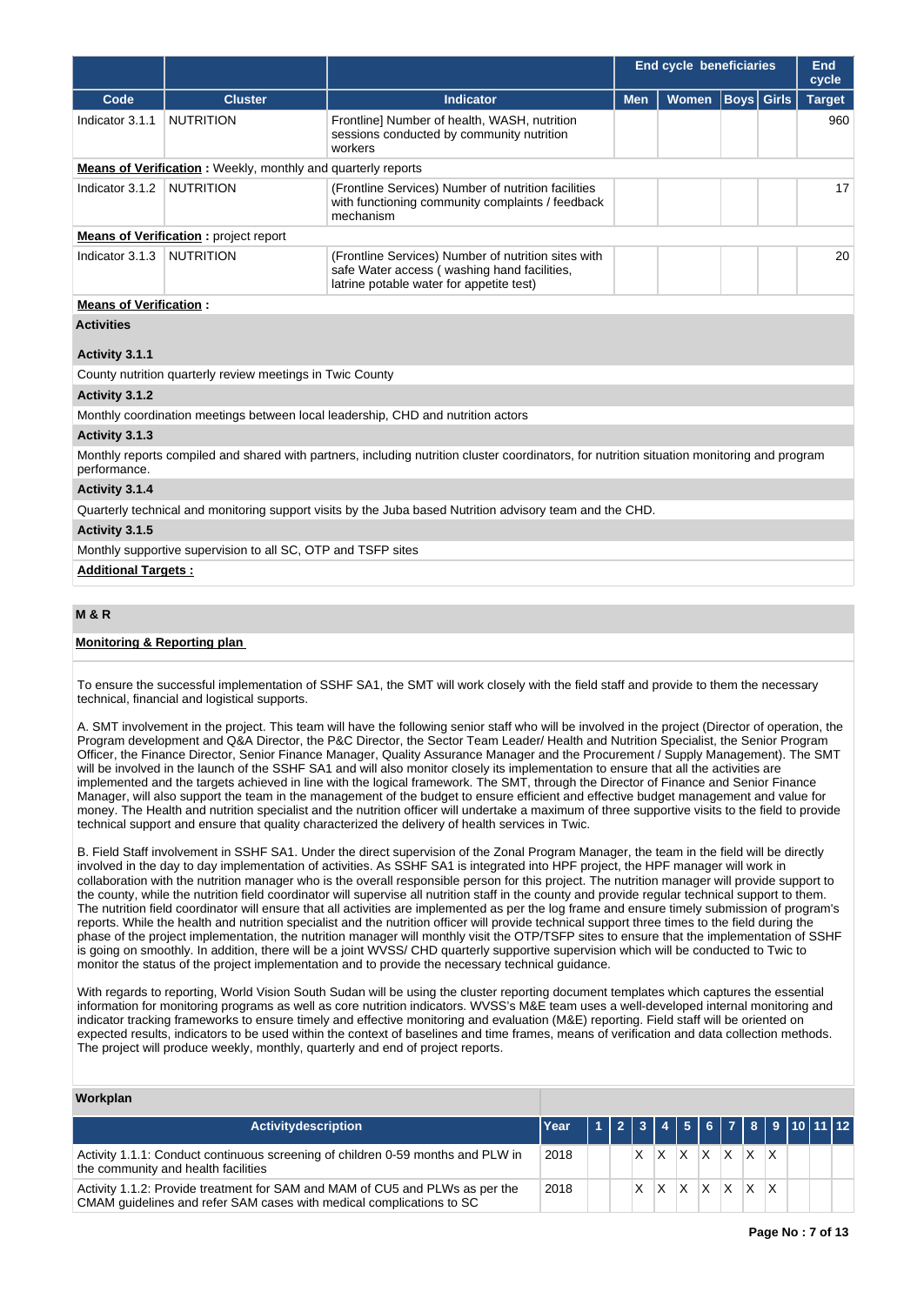| | | | End cycle beneficiaries | | | | End cycle |
|---|---|---|---|---|---|---|---|
| **Code** | **Cluster** | **Indicator** | **Men** | **Women** | **Boys** | **Girls** | **Target** |
| Indicator 3.1.1 | NUTRITION | Frontline] Number of health, WASH, nutrition sessions conducted by community nutrition workers | | | | | 960 |

**Means of Verification :** Weekly, monthly and quarterly reports

| Code | Cluster | Indicator | Men | Women | Boys | Girls | Target |
|---|---|---|---|---|---|---|---|
| Indicator 3.1.2 | NUTRITION | (Frontline Services) Number of nutrition facilities with functioning community complaints / feedback mechanism | | | | | 17 |

**Means of Verification :** project report

| Code | Cluster | Indicator | Men | Women | Boys | Girls | Target |
|---|---|---|---|---|---|---|---|
| Indicator 3.1.3 | NUTRITION | (Frontline Services) Number of nutrition sites with safe Water access ( washing hand facilities, latrine potable water for appetite test) | | | | | 20 |

**Means of Verification :**

**Activities**

**Activity 3.1.1**

County nutrition quarterly review meetings in Twic County

**Activity 3.1.2**

Monthly coordination meetings between local leadership, CHD and nutrition actors

**Activity 3.1.3**

Monthly reports compiled and shared with partners, including nutrition cluster coordinators, for nutrition situation monitoring and program performance.

**Activity 3.1.4**

Quarterly technical and monitoring support visits by the Juba based Nutrition advisory team and the CHD.

**Activity 3.1.5**

Monthly supportive supervision to all SC, OTP and TSFP sites

**Additional Targets :**

## M & R

**Monitoring & Reporting plan**

To ensure the successful implementation of SSHF SA1, the SMT will work closely with the field staff and provide to them the necessary technical, financial and logistical supports.

A. SMT involvement in the project. This team will have the following senior staff who will be involved in the project (Director of operation, the Program development and Q&A Director, the P&C Director, the Sector Team Leader/ Health and Nutrition Specialist, the Senior Program Officer, the Finance Director, Senior Finance Manager, Quality Assurance Manager and the Procurement / Supply Management). The SMT will be involved in the launch of the SSHF SA1 and will also monitor closely its implementation to ensure that all the activities are implemented and the targets achieved in line with the logical framework. The SMT, through the Director of Finance and Senior Finance Manager, will also support the team in the management of the budget to ensure efficient and effective budget management and value for money. The Health and nutrition specialist and the nutrition officer will undertake a maximum of three supportive visits to the field to provide technical support and ensure that quality characterized the delivery of health services in Twic.

B. Field Staff involvement in SSHF SA1. Under the direct supervision of the Zonal Program Manager, the team in the field will be directly involved in the day to day implementation of activities. As SSHF SA1 is integrated into HPF project, the HPF manager will work in collaboration with the nutrition manager who is the overall responsible person for this project. The nutrition manager will provide support to the county, while the nutrition field coordinator will supervise all nutrition staff in the county and provide regular technical support to them. The nutrition field coordinator will ensure that all activities are implemented as per the log frame and ensure timely submission of program's reports. While the health and nutrition specialist and the nutrition officer will provide technical support three times to the field during the phase of the project implementation, the nutrition manager will monthly visit the OTP/TSFP sites to ensure that the implementation of SSHF is going on smoothly. In addition, there will be a joint WVSS/ CHD quarterly supportive supervision which will be conducted to Twic to monitor the status of the project implementation and to provide the necessary technical guidance.

With regards to reporting, World Vision South Sudan will be using the cluster reporting document templates which captures the essential information for monitoring programs as well as core nutrition indicators. WVSS's M&E team uses a well-developed internal monitoring and indicator tracking frameworks to ensure timely and effective monitoring and evaluation (M&E) reporting. Field staff will be oriented on expected results, indicators to be used within the context of baselines and time frames, means of verification and data collection methods. The project will produce weekly, monthly, quarterly and end of project reports.

**Workplan**

| Activitydescription | Year | 1 | 2 | 3 | 4 | 5 | 6 | 7 | 8 | 9 | 10 | 11 | 12 |
|---|---|---|---|---|---|---|---|---|---|---|---|---|---|
| Activity 1.1.1: Conduct continuous screening of children 0-59 months and PLW in the community and health facilities | 2018 | | | X | X | X | X | X | X | X | | | |
| Activity 1.1.2: Provide treatment for SAM and MAM of CU5 and PLWs as per the CMAM guidelines and refer SAM cases with medical complications to SC | 2018 | | | X | X | X | X | X | X | X | | | |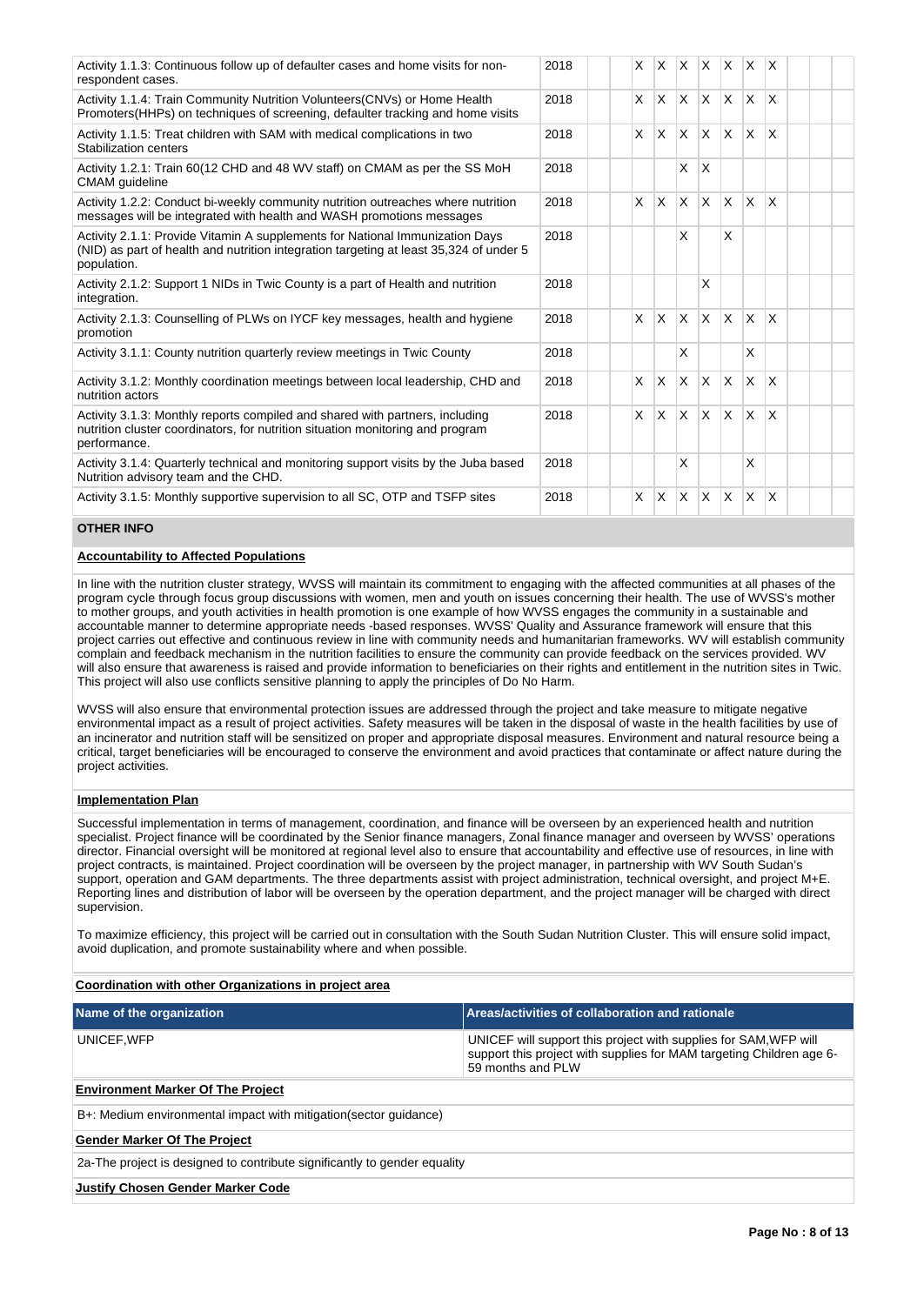| Activity | Year | 1 | 2 | 3 | 4 | 5 | 6 | 7 | 8 | 9 | 10 | 11 | 12 |
|---|---|---|---|---|---|---|---|---|---|---|---|---|---|
| Activity 1.1.3: Continuous follow up of defaulter cases and home visits for non-respondent cases. | 2018 | | | X | X | X | X | X | X | X | | | |
| Activity 1.1.4: Train Community Nutrition Volunteers(CNVs) or Home Health Promoters(HHPs) on techniques of screening, defaulter tracking and home visits | 2018 | | | X | X | X | X | X | X | X | | | |
| Activity 1.1.5: Treat children with SAM with medical complications in two Stabilization centers | 2018 | | | X | X | X | X | X | X | X | | | |
| Activity 1.2.1: Train 60(12 CHD and 48 WV staff) on CMAM as per the SS MoH CMAM guideline | 2018 | | | | | X | X | | | | | | |
| Activity 1.2.2: Conduct bi-weekly community nutrition outreaches where nutrition messages will be integrated with health and WASH promotions messages | 2018 | | | X | X | X | X | X | X | X | | | |
| Activity 2.1.1: Provide Vitamin A supplements for National Immunization Days (NID) as part of health and nutrition integration targeting at least 35,324 of under 5 population. | 2018 | | | | | X | | X | | | | | |
| Activity 2.1.2: Support 1 NIDs in Twic County is a part of Health and nutrition integration. | 2018 | | | | | | X | | | | | | |
| Activity 2.1.3: Counselling of PLWs on IYCF key messages, health and hygiene promotion | 2018 | | | X | X | X | X | X | X | X | | | |
| Activity 3.1.1: County nutrition quarterly review meetings in Twic County | 2018 | | | | | X | | | X | | | | |
| Activity 3.1.2: Monthly coordination meetings between local leadership, CHD and nutrition actors | 2018 | | | X | X | X | X | X | X | X | | | |
| Activity 3.1.3: Monthly reports compiled and shared with partners, including nutrition cluster coordinators, for nutrition situation monitoring and program performance. | 2018 | | | X | X | X | X | X | X | X | | | |
| Activity 3.1.4: Quarterly technical and monitoring support visits by the Juba based Nutrition advisory team and the CHD. | 2018 | | | | | X | | | X | | | | |
| Activity 3.1.5: Monthly supportive supervision to all SC, OTP and TSFP sites | 2018 | | | X | X | X | X | X | X | X | | | |

## OTHER INFO

**Accountability to Affected Populations**

In line with the nutrition cluster strategy, WVSS will maintain its commitment to engaging with the affected communities at all phases of the program cycle through focus group discussions with women, men and youth on issues concerning their health. The use of WVSS's mother to mother groups, and youth activities in health promotion is one example of how WVSS engages the community in a sustainable and accountable manner to determine appropriate needs -based responses. WVSS' Quality and Assurance framework will ensure that this project carries out effective and continuous review in line with community needs and humanitarian frameworks. WV will establish community complain and feedback mechanism in the nutrition facilities to ensure the community can provide feedback on the services provided. WV will also ensure that awareness is raised and provide information to beneficiaries on their rights and entitlement in the nutrition sites in Twic. This project will also use conflicts sensitive planning to apply the principles of Do No Harm.

WVSS will also ensure that environmental protection issues are addressed through the project and take measure to mitigate negative environmental impact as a result of project activities. Safety measures will be taken in the disposal of waste in the health facilities by use of an incinerator and nutrition staff will be sensitized on proper and appropriate disposal measures. Environment and natural resource being a critical, target beneficiaries will be encouraged to conserve the environment and avoid practices that contaminate or affect nature during the project activities.

**Implementation Plan**

Successful implementation in terms of management, coordination, and finance will be overseen by an experienced health and nutrition specialist. Project finance will be coordinated by the Senior finance managers, Zonal finance manager and overseen by WVSS' operations director. Financial oversight will be monitored at regional level also to ensure that accountability and effective use of resources, in line with project contracts, is maintained. Project coordination will be overseen by the project manager, in partnership with WV South Sudan's support, operation and GAM departments. The three departments assist with project administration, technical oversight, and project M+E. Reporting lines and distribution of labor will be overseen by the operation department, and the project manager will be charged with direct supervision.

To maximize efficiency, this project will be carried out in consultation with the South Sudan Nutrition Cluster. This will ensure solid impact, avoid duplication, and promote sustainability where and when possible.

**Coordination with other Organizations in project area**

| Name of the organization | Areas/activities of collaboration and rationale |
|---|---|
| UNICEF,WFP | UNICEF will support this project with supplies for SAM,WFP will support this project with supplies for MAM targeting Children age 6-59 months and PLW |

**Environment Marker Of The Project**

B+: Medium environmental impact with mitigation(sector guidance)

**Gender Marker Of The Project**

2a-The project is designed to contribute significantly to gender equality

**Justify Chosen Gender Marker Code**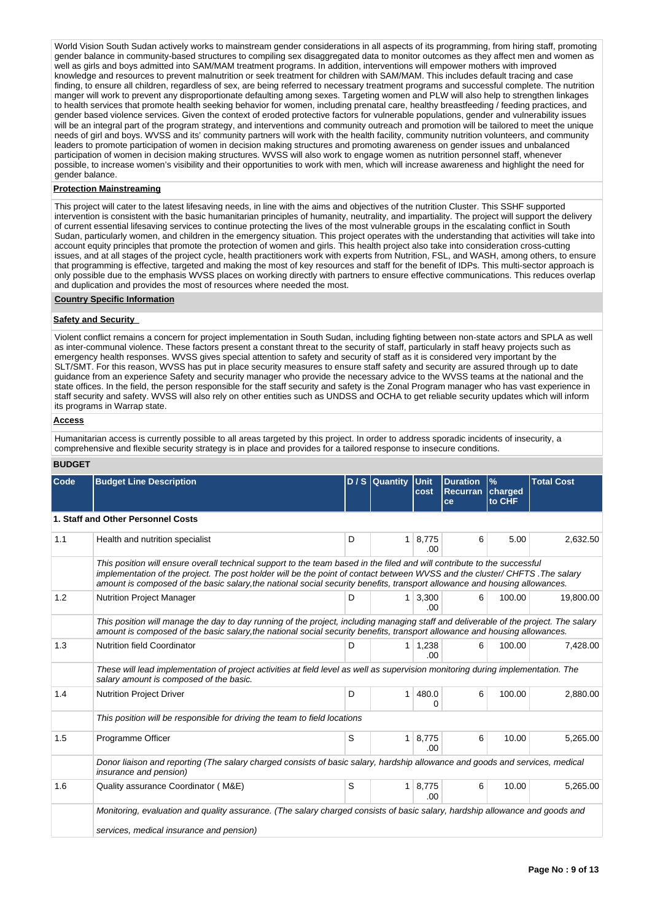World Vision South Sudan actively works to mainstream gender considerations in all aspects of its programming, from hiring staff, promoting gender balance in community-based structures to compiling sex disaggregated data to monitor outcomes as they affect men and women as well as girls and boys admitted into SAM/MAM treatment programs. In addition, interventions will empower mothers with improved knowledge and resources to prevent malnutrition or seek treatment for children with SAM/MAM. This includes default tracing and case finding, to ensure all children, regardless of sex, are being referred to necessary treatment programs and successful complete. The nutrition manger will work to prevent any disproportionate defaulting among sexes. Targeting women and PLW will also help to strengthen linkages to health services that promote health seeking behavior for women, including prenatal care, healthy breastfeeding / feeding practices, and gender based violence services. Given the context of eroded protective factors for vulnerable populations, gender and vulnerability issues will be an integral part of the program strategy, and interventions and community outreach and promotion will be tailored to meet the unique needs of girl and boys. WVSS and its' community partners will work with the health facility, community nutrition volunteers, and community leaders to promote participation of women in decision making structures and promoting awareness on gender issues and unbalanced participation of women in decision making structures. WVSS will also work to engage women as nutrition personnel staff, whenever possible, to increase women's visibility and their opportunities to work with men, which will increase awareness and highlight the need for gender balance.

**Protection Mainstreaming**

This project will cater to the latest lifesaving needs, in line with the aims and objectives of the nutrition Cluster. This SSHF supported intervention is consistent with the basic humanitarian principles of humanity, neutrality, and impartiality. The project will support the delivery of current essential lifesaving services to continue protecting the lives of the most vulnerable groups in the escalating conflict in South Sudan, particularly women, and children in the emergency situation. This project operates with the understanding that activities will take into account equity principles that promote the protection of women and girls. This health project also take into consideration cross-cutting issues, and at all stages of the project cycle, health practitioners work with experts from Nutrition, FSL, and WASH, among others, to ensure that programming is effective, targeted and making the most of key resources and staff for the benefit of IDPs. This multi-sector approach is only possible due to the emphasis WVSS places on working directly with partners to ensure effective communications. This reduces overlap and duplication and provides the most of resources where needed the most.

**Country Specific Information**

**Safety and Security**

Violent conflict remains a concern for project implementation in South Sudan, including fighting between non-state actors and SPLA as well as inter-communal violence. These factors present a constant threat to the security of staff, particularly in staff heavy projects such as emergency health responses. WVSS gives special attention to safety and security of staff as it is considered very important by the SLT/SMT. For this reason, WVSS has put in place security measures to ensure staff safety and security are assured through up to date guidance from an experience Safety and security manager who provide the necessary advice to the WVSS teams at the national and the state offices. In the field, the person responsible for the staff security and safety is the Zonal Program manager who has vast experience in staff security and safety. WVSS will also rely on other entities such as UNDSS and OCHA to get reliable security updates which will inform its programs in Warrap state.

**Access**

Humanitarian access is currently possible to all areas targeted by this project. In order to address sporadic incidents of insecurity, a comprehensive and flexible security strategy is in place and provides for a tailored response to insecure conditions.

## BUDGET

| Code | Budget Line Description | D / S | Quantity | Unit cost | Duration Recurrance | % charged to CHF | Total Cost |
|---|---|---|---|---|---|---|---|
| **1. Staff and Other Personnel Costs** | | | | | | | |
| 1.1 | Health and nutrition specialist | D | 1 | 8,775.00 | 6 | 5.00 | 2,632.50 |
| | *This position will ensure overall technical support to the team based in the filed and will contribute to the successful implementation of the project. The post holder will be the point of contact between WVSS and the cluster/ CHFTS .The salary amount is composed of the basic salary,the national social security benefits, transport allowance and housing allowances.* | | | | | | |
| 1.2 | Nutrition Project Manager | D | 1 | 3,300.00 | 6 | 100.00 | 19,800.00 |
| | *This position will manage the day to day running of the project, including managing staff and deliverable of the project. The salary amount is composed of the basic salary,the national social security benefits, transport allowance and housing allowances.* | | | | | | |
| 1.3 | Nutrition field Coordinator | D | 1 | 1,238.00 | 6 | 100.00 | 7,428.00 |
| | *These will lead implementation of project activities at field level as well as supervision monitoring during implementation. The salary amount is composed of the basic.* | | | | | | |
| 1.4 | Nutrition Project Driver | D | 1 | 480.00 | 6 | 100.00 | 2,880.00 |
| | *This position will be responsible for driving the team to field locations* | | | | | | |
| 1.5 | Programme Officer | S | 1 | 8,775.00 | 6 | 10.00 | 5,265.00 |
| | *Donor liaison and reporting (The salary charged consists of basic salary, hardship allowance and goods and services, medical insurance and pension)* | | | | | | |
| 1.6 | Quality assurance Coordinator ( M&E) | S | 1 | 8,775.00 | 6 | 10.00 | 5,265.00 |
| | *Monitoring, evaluation and quality assurance. (The salary charged consists of basic salary, hardship allowance and goods and services, medical insurance and pension)* | | | | | | |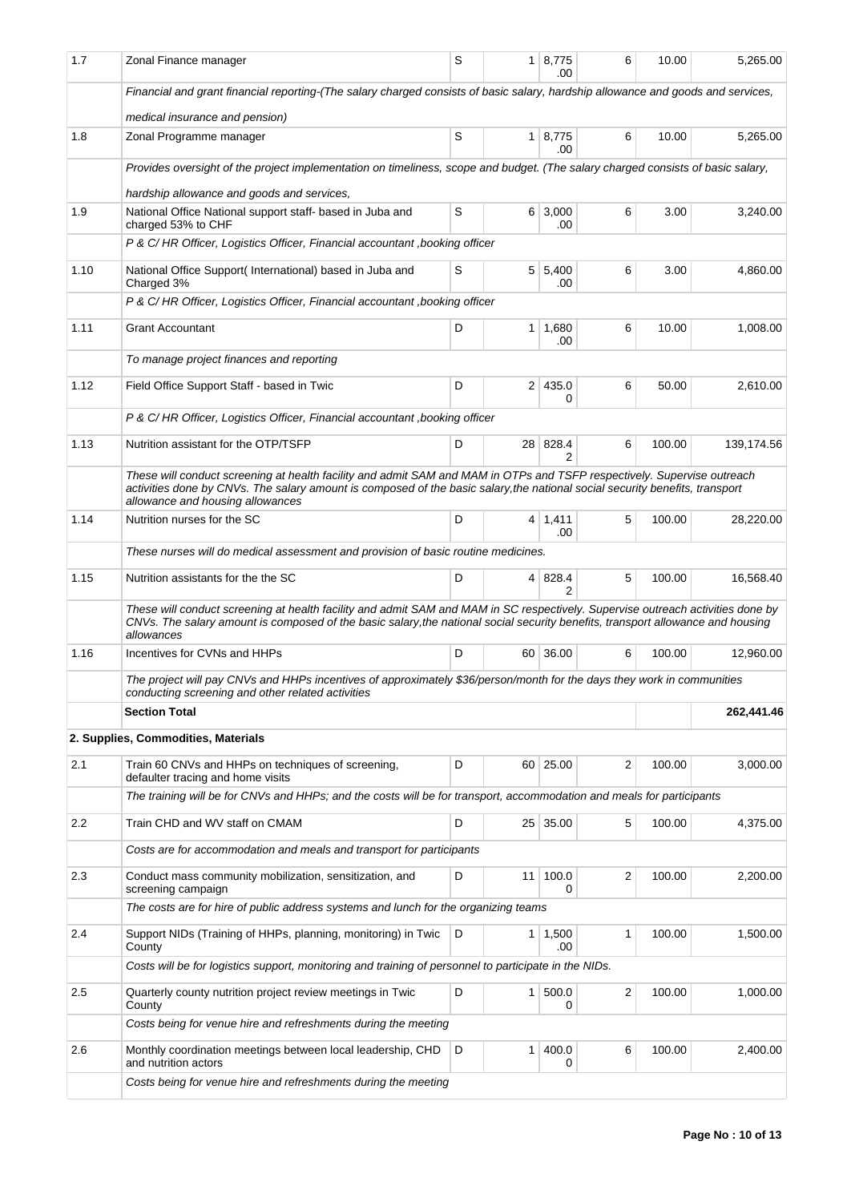| | | | | | | | |
|---|---|---|---|---|---|---|---|
| 1.7 | Zonal Finance manager | S | 1 | 8,775.00 | 6 | 10.00 | 5,265.00 |
| | *Financial and grant financial reporting-(The salary charged consists of basic salary, hardship allowance and goods and services, medical insurance and pension)* | | | | | | |
| 1.8 | Zonal Programme manager | S | 1 | 8,775.00 | 6 | 10.00 | 5,265.00 |
| | *Provides oversight of the project implementation on timeliness, scope and budget. (The salary charged consists of basic salary, hardship allowance and goods and services,* | | | | | | |
| 1.9 | National Office National support staff- based in Juba and charged 53% to CHF | S | 6 | 3,000.00 | 6 | 3.00 | 3,240.00 |
| | *P & C/ HR Officer, Logistics Officer, Financial accountant ,booking officer* | | | | | | |
| 1.10 | National Office Support( International) based in Juba and Charged 3% | S | 5 | 5,400.00 | 6 | 3.00 | 4,860.00 |
| | *P & C/ HR Officer, Logistics Officer, Financial accountant ,booking officer* | | | | | | |
| 1.11 | Grant Accountant | D | 1 | 1,680.00 | 6 | 10.00 | 1,008.00 |
| | *To manage project finances and reporting* | | | | | | |
| 1.12 | Field Office Support Staff - based in Twic | D | 2 | 435.00 | 6 | 50.00 | 2,610.00 |
| | *P & C/ HR Officer, Logistics Officer, Financial accountant ,booking officer* | | | | | | |
| 1.13 | Nutrition assistant for the OTP/TSFP | D | 28 | 828.42 | 6 | 100.00 | 139,174.56 |
| | *These will conduct screening at health facility and admit SAM and MAM in OTPs and TSFP respectively. Supervise outreach activities done by CNVs. The salary amount is composed of the basic salary,the national social security benefits, transport allowance and housing allowances* | | | | | | |
| 1.14 | Nutrition nurses for the SC | D | 4 | 1,411.00 | 5 | 100.00 | 28,220.00 |
| | *These nurses will do medical assessment and provision of basic routine medicines.* | | | | | | |
| 1.15 | Nutrition assistants for the the SC | D | 4 | 828.42 | 5 | 100.00 | 16,568.40 |
| | *These will conduct screening at health facility and admit SAM and MAM in SC respectively. Supervise outreach activities done by CNVs. The salary amount is composed of the basic salary,the national social security benefits, transport allowance and housing allowances* | | | | | | |
| 1.16 | Incentives for CVNs and HHPs | D | 60 | 36.00 | 6 | 100.00 | 12,960.00 |
| | *The project will pay CNVs and HHPs incentives of approximately $36/person/month for the days they work in communities conducting screening and other related activities* | | | | | | |
| | **Section Total** | | | | | | **262,441.46** |
| **2. Supplies, Commodities, Materials** | | | | | | | |
| 2.1 | Train 60 CNVs and HHPs on techniques of screening, defaulter tracing and home visits | D | 60 | 25.00 | 2 | 100.00 | 3,000.00 |
| | *The training will be for CNVs and HHPs; and the costs will be for transport, accommodation and meals for participants* | | | | | | |
| 2.2 | Train CHD and WV staff on CMAM | D | 25 | 35.00 | 5 | 100.00 | 4,375.00 |
| | *Costs are for accommodation and meals and transport for participants* | | | | | | |
| 2.3 | Conduct mass community mobilization, sensitization, and screening campaign | D | 11 | 100.00 | 2 | 100.00 | 2,200.00 |
| | *The costs are for hire of public address systems and lunch for the organizing teams* | | | | | | |
| 2.4 | Support NIDs (Training of HHPs, planning, monitoring) in Twic County | D | 1 | 1,500.00 | 1 | 100.00 | 1,500.00 |
| | *Costs will be for logistics support, monitoring and training of personnel to participate in the NIDs.* | | | | | | |
| 2.5 | Quarterly county nutrition project review meetings in Twic County | D | 1 | 500.00 | 2 | 100.00 | 1,000.00 |
| | *Costs being for venue hire and refreshments during the meeting* | | | | | | |
| 2.6 | Monthly coordination meetings between local leadership, CHD and nutrition actors | D | 1 | 400.00 | 6 | 100.00 | 2,400.00 |
| | *Costs being for venue hire and refreshments during the meeting* | | | | | | |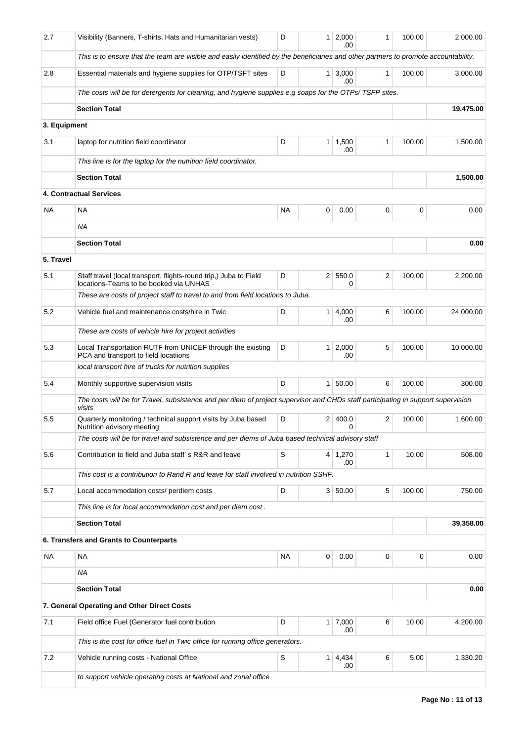| | | | | | | | |
|---|---|---|---|---|---|---|---|
| 2.7 | Visibility (Banners, T-shirts, Hats and Humanitarian vests) | D | 1 | 2,000.00 | 1 | 100.00 | 2,000.00 |
| | *This is to ensure that the team are visible and easily identified by the beneficiaries and other partners to promote accountability.* | | | | | | |
| 2.8 | Essential materials and hygiene supplies for OTP/TSFT sites | D | 1 | 3,000.00 | 1 | 100.00 | 3,000.00 |
| | *The costs will be for detergents for cleaning, and hygiene supplies e.g soaps for the OTPs/ TSFP sites.* | | | | | | |
| | **Section Total** | | | | | | **19,475.00** |
| **3. Equipment** | | | | | | | |
| 3.1 | laptop for nutrition field coordinator | D | 1 | 1,500.00 | 1 | 100.00 | 1,500.00 |
| | *This line is for the laptop for the nutrition field coordinator.* | | | | | | |
| | **Section Total** | | | | | | **1,500.00** |
| **4. Contractual Services** | | | | | | | |
| NA | NA | NA | 0 | 0.00 | 0 | 0 | 0.00 |
| | *NA* | | | | | | |
| | **Section Total** | | | | | | **0.00** |
| **5. Travel** | | | | | | | |
| 5.1 | Staff travel (local transport, flights-round trip,) Juba to Field locations-Teams to be booked via UNHAS | D | 2 | 550.00 | 2 | 100.00 | 2,200.00 |
| | *These are costs of project staff to travel to and from field locations to Juba.* | | | | | | |
| 5.2 | Vehicle fuel and maintenance costs/hire in Twic | D | 1 | 4,000.00 | 6 | 100.00 | 24,000.00 |
| | *These are costs of vehicle hire for project activities* | | | | | | |
| 5.3 | Local Transportation RUTF from UNICEF through the existing PCA and transport to field locatiions | D | 1 | 2,000.00 | 5 | 100.00 | 10,000.00 |
| | *local transport hire of trucks for nutrition supplies* | | | | | | |
| 5.4 | Monthly supportive supervision visits | D | 1 | 50.00 | 6 | 100.00 | 300.00 |
| | *The costs will be for Travel, subsistence and per diem of project supervisor and CHDs staff participating in support supervision visits* | | | | | | |
| 5.5 | Quarterly monitoring / technical support visits by Juba based Nutrition advisory meeting | D | 2 | 400.00 | 2 | 100.00 | 1,600.00 |
| | *The costs will be for travel and subsistence and per diems of Juba based technical advisory staff* | | | | | | |
| 5.6 | Contribution to field and Juba staff' s R&R and leave | S | 4 | 1,270.00 | 1 | 10.00 | 508.00 |
| | *This cost is a contribution to Rand R and leave for staff involved in nutrition SSHF.* | | | | | | |
| 5.7 | Local accommodation costs/ perdiem costs | D | 3 | 50.00 | 5 | 100.00 | 750.00 |
| | *This line is for local accommodation cost and per diem cost .* | | | | | | |
| | **Section Total** | | | | | | **39,358.00** |
| **6. Transfers and Grants to Counterparts** | | | | | | | |
| NA | NA | NA | 0 | 0.00 | 0 | 0 | 0.00 |
| | *NA* | | | | | | |
| | **Section Total** | | | | | | **0.00** |
| **7. General Operating and Other Direct Costs** | | | | | | | |
| 7.1 | Field office Fuel (Generator fuel contribution | D | 1 | 7,000.00 | 6 | 10.00 | 4,200.00 |
| | *This is the cost for office fuel in Twic office for running office generators.* | | | | | | |
| 7.2 | Vehicle running costs - National Office | S | 1 | 4,434.00 | 6 | 5.00 | 1,330.20 |
| | *to support vehicle operating costs at National and zonal office* | | | | | | |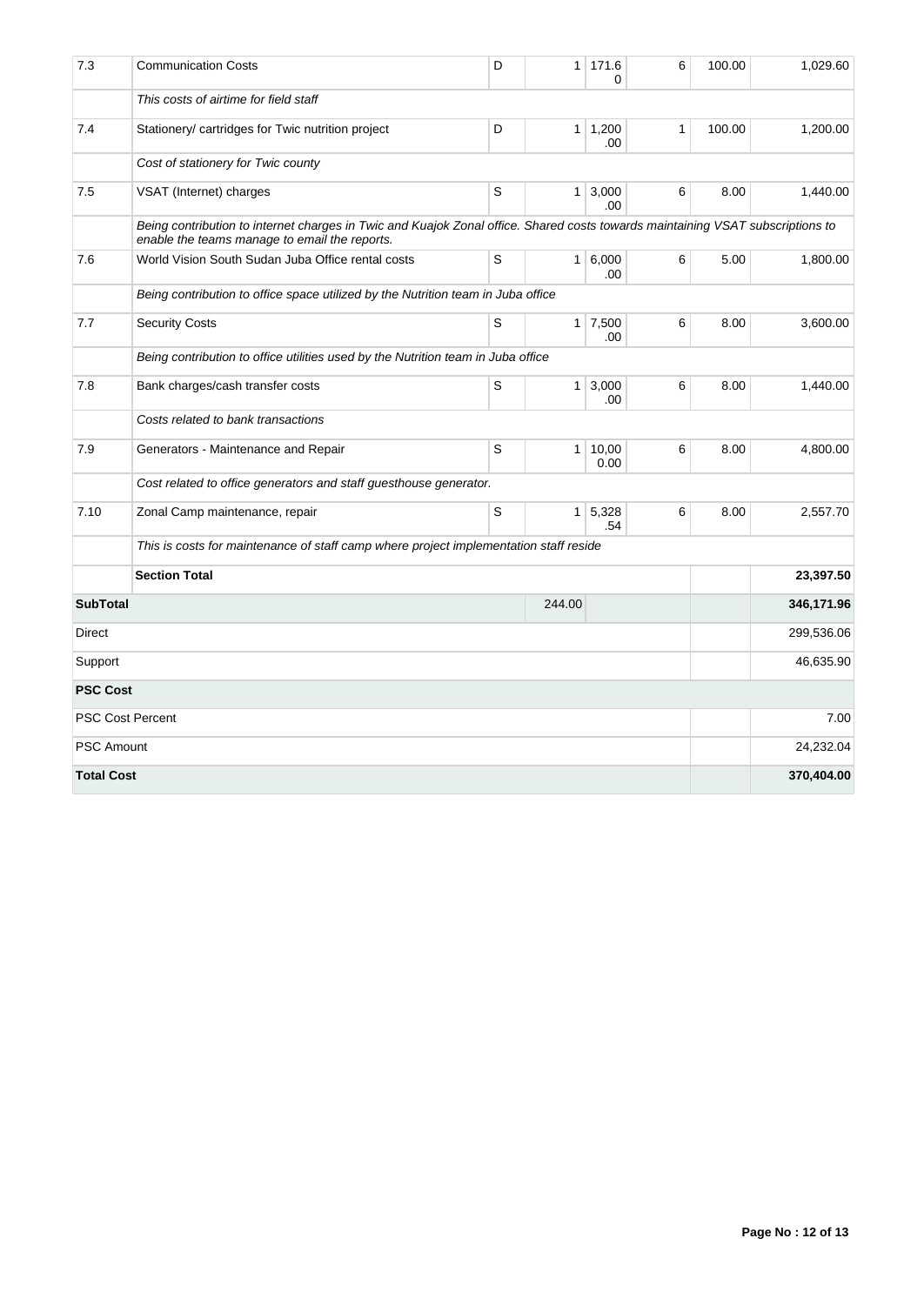| 7.3 | Communication Costs | D | 1 | 171.60 | 6 | 100.00 | 1,029.60 |
|---|---|---|---|---|---|---|---|
| | *This costs of airtime for field staff* | | | | | | |
| 7.4 | Stationery/ cartridges for Twic nutrition project | D | 1 | 1,200.00 | 1 | 100.00 | 1,200.00 |
| | *Cost of stationery for Twic county* | | | | | | |
| 7.5 | VSAT (Internet) charges | S | 1 | 3,000.00 | 6 | 8.00 | 1,440.00 |
| | *Being contribution to internet charges in Twic and Kuajok Zonal office. Shared costs towards maintaining VSAT subscriptions to enable the teams manage to email the reports.* | | | | | | |
| 7.6 | World Vision South Sudan Juba Office rental costs | S | 1 | 6,000.00 | 6 | 5.00 | 1,800.00 |
| | *Being contribution to office space utilized by the Nutrition team in Juba office* | | | | | | |
| 7.7 | Security Costs | S | 1 | 7,500.00 | 6 | 8.00 | 3,600.00 |
| | *Being contribution to office utilities used by the Nutrition team in Juba office* | | | | | | |
| 7.8 | Bank charges/cash transfer costs | S | 1 | 3,000.00 | 6 | 8.00 | 1,440.00 |
| | *Costs related to bank transactions* | | | | | | |
| 7.9 | Generators - Maintenance and Repair | S | 1 | 10,000.00 | 6 | 8.00 | 4,800.00 |
| | *Cost related to office generators and staff guesthouse generator.* | | | | | | |
| 7.10 | Zonal Camp maintenance, repair | S | 1 | 5,328.54 | 6 | 8.00 | 2,557.70 |
| | *This is costs for maintenance of staff camp where project implementation staff reside* | | | | | | |
| | **Section Total** | | | | | | **23,397.50** |
| **SubTotal** | | | 244.00 | | | | **346,171.96** |
| Direct | | | | | | | 299,536.06 |
| Support | | | | | | | 46,635.90 |
| **PSC Cost** | | | | | | | |
| PSC Cost Percent | | | | | | | 7.00 |
| PSC Amount | | | | | | | 24,232.04 |
| **Total Cost** | | | | | | | **370,404.00** |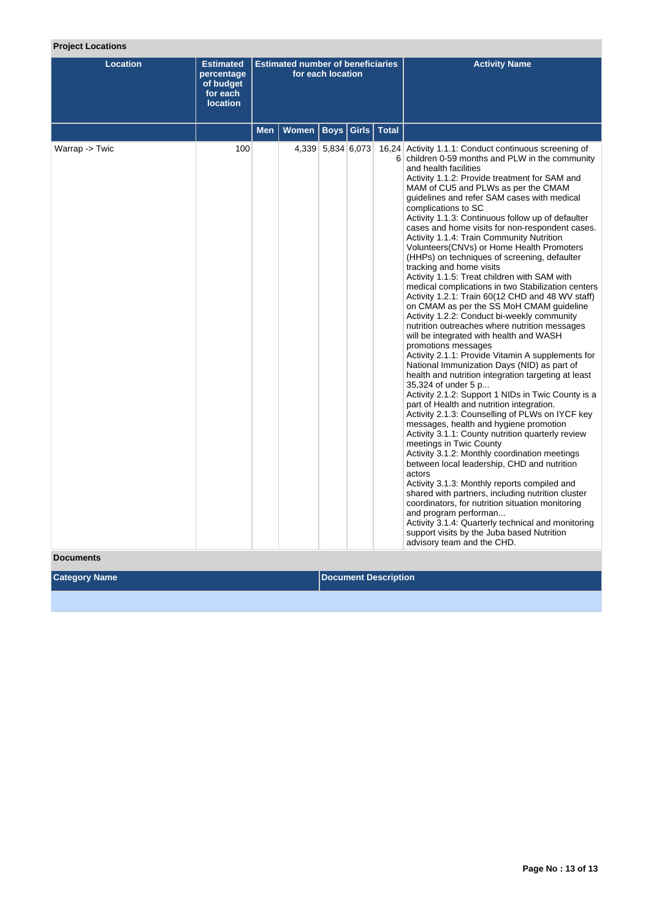**Project Locations**

| Location | Estimated percentage of budget for each location | Estimated number of beneficiaries for each location | | | | | Activity Name |
|---|---|---|---|---|---|---|---|
| | | Men | Women | Boys | Girls | Total | |
| Warrap -> Twic | 100 | | 4,339 | 5,834 | 6,073 | 16,246 | Activity 1.1.1: Conduct continuous screening of children 0-59 months and PLW in the community and health facilities<br>Activity 1.1.2: Provide treatment for SAM and MAM of CU5 and PLWs as per the CMAM guidelines and refer SAM cases with medical complications to SC<br>Activity 1.1.3: Continuous follow up of defaulter cases and home visits for non-respondent cases.<br>Activity 1.1.4: Train Community Nutrition Volunteers(CNVs) or Home Health Promoters (HHPs) on techniques of screening, defaulter tracking and home visits<br>Activity 1.1.5: Treat children with SAM with medical complications in two Stabilization centers<br>Activity 1.2.1: Train 60(12 CHD and 48 WV staff) on CMAM as per the SS MoH CMAM guideline<br>Activity 1.2.2: Conduct bi-weekly community nutrition outreaches where nutrition messages will be integrated with health and WASH promotions messages<br>Activity 2.1.1: Provide Vitamin A supplements for National Immunization Days (NID) as part of health and nutrition integration targeting at least 35,324 of under 5 p...<br>Activity 2.1.2: Support 1 NIDs in Twic County is a part of Health and nutrition integration.<br>Activity 2.1.3: Counselling of PLWs on IYCF key messages, health and hygiene promotion<br>Activity 3.1.1: County nutrition quarterly review meetings in Twic County<br>Activity 3.1.2: Monthly coordination meetings between local leadership, CHD and nutrition actors<br>Activity 3.1.3: Monthly reports compiled and shared with partners, including nutrition cluster coordinators, for nutrition situation monitoring and program performan...<br>Activity 3.1.4: Quarterly technical and monitoring support visits by the Juba based Nutrition advisory team and the CHD. |

**Documents**

| Category Name | Document Description |
|---|---|
| | |